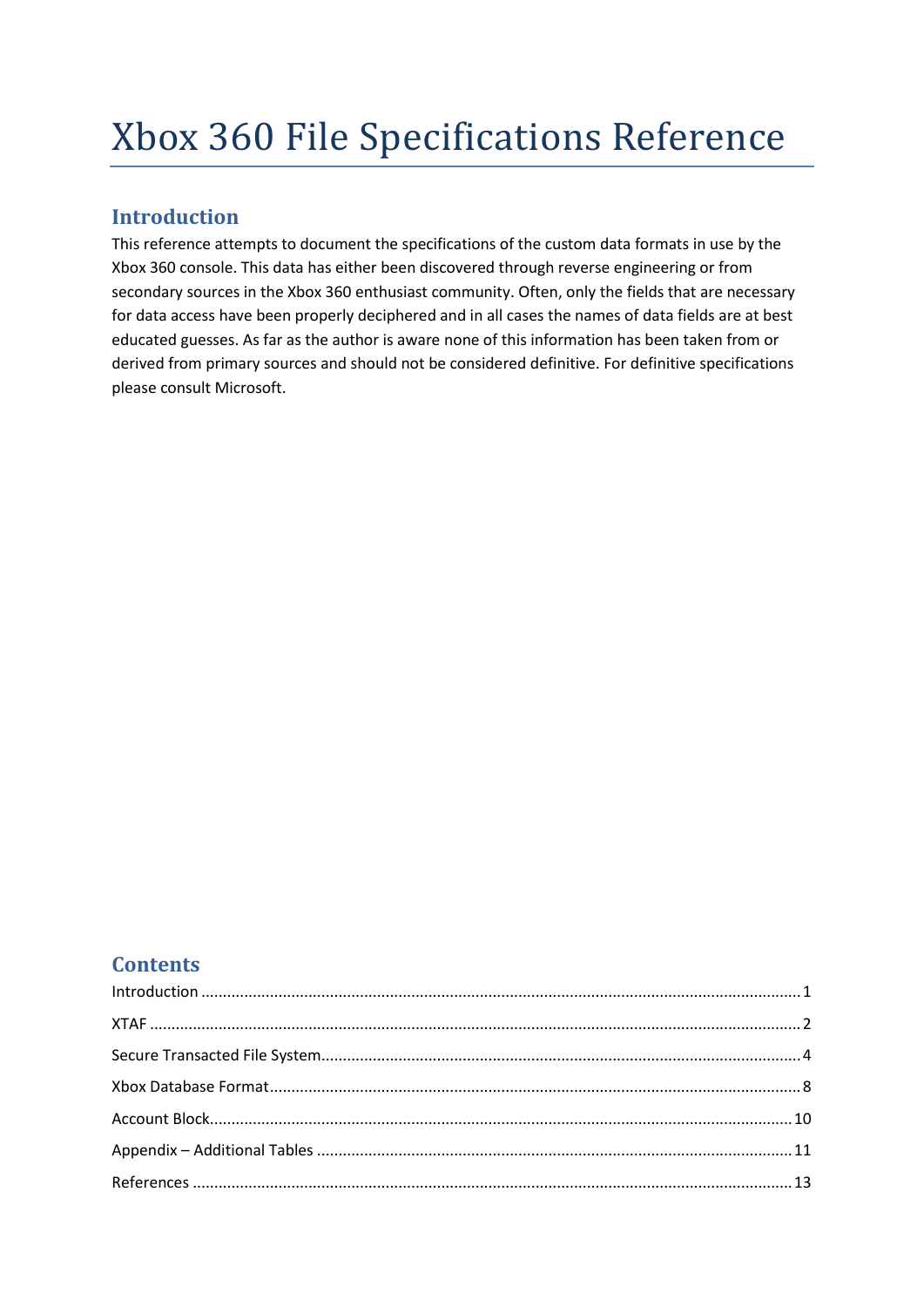# Xbox 360 File Specifications Reference

## Introduction

This reference attempts to document the specifications of the custom data formats in use by the Xbox 360 console. This data has either been discovered through reverse engineering or from secondary sources in the Xbox 360 enthusiast community. Often, only the fields that are necessary for data access have been properly deciphered and in all cases the names of data fields are at best educated guesses. As far as the author is aware none of this information has been taken from or derived from primary sources and should not be considered definitive. For definitive specifications please consult Microsoft.

## Contents

Introduction ..................................................... 1

XTAF ..................................................... 2

Secure Transacted File System ..................................................... 4

Xbox Database Format ..................................................... 8

Account Block ..................................................... 10

Appendix – Additional Tables ..................................................... 11

References ..................................................... 13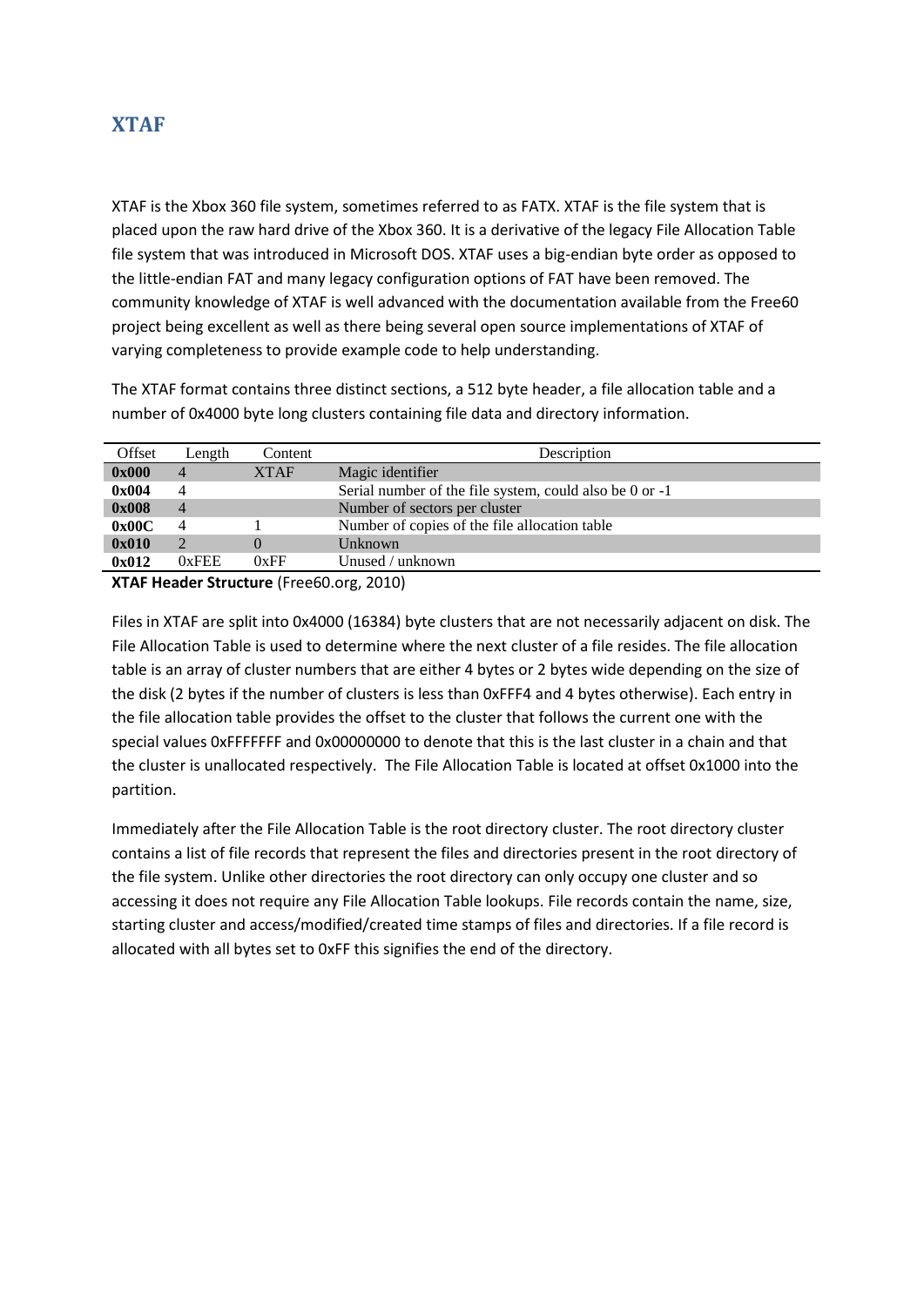## XTAF

XTAF is the Xbox 360 file system, sometimes referred to as FATX. XTAF is the file system that is placed upon the raw hard drive of the Xbox 360. It is a derivative of the legacy File Allocation Table file system that was introduced in Microsoft DOS. XTAF uses a big-endian byte order as opposed to the little-endian FAT and many legacy configuration options of FAT have been removed. The community knowledge of XTAF is well advanced with the documentation available from the Free60 project being excellent as well as there being several open source implementations of XTAF of varying completeness to provide example code to help understanding.

The XTAF format contains three distinct sections, a 512 byte header, a file allocation table and a number of 0x4000 byte long clusters containing file data and directory information.

| Offset | Length | Content | Description |
|---|---|---|---|
| **0x000** | 4 | XTAF | Magic identifier |
| **0x004** | 4 | | Serial number of the file system, could also be 0 or -1 |
| **0x008** | 4 | | Number of sectors per cluster |
| **0x00C** | 4 | 1 | Number of copies of the file allocation table |
| **0x010** | 2 | 0 | Unknown |
| **0x012** | 0xFEE | 0xFF | Unused / unknown |

**XTAF Header Structure** (Free60.org, 2010)

Files in XTAF are split into 0x4000 (16384) byte clusters that are not necessarily adjacent on disk. The File Allocation Table is used to determine where the next cluster of a file resides. The file allocation table is an array of cluster numbers that are either 4 bytes or 2 bytes wide depending on the size of the disk (2 bytes if the number of clusters is less than 0xFFF4 and 4 bytes otherwise). Each entry in the file allocation table provides the offset to the cluster that follows the current one with the special values 0xFFFFFFF and 0x00000000 to denote that this is the last cluster in a chain and that the cluster is unallocated respectively. The File Allocation Table is located at offset 0x1000 into the partition.

Immediately after the File Allocation Table is the root directory cluster. The root directory cluster contains a list of file records that represent the files and directories present in the root directory of the file system. Unlike other directories the root directory can only occupy one cluster and so accessing it does not require any File Allocation Table lookups. File records contain the name, size, starting cluster and access/modified/created time stamps of files and directories. If a file record is allocated with all bytes set to 0xFF this signifies the end of the directory.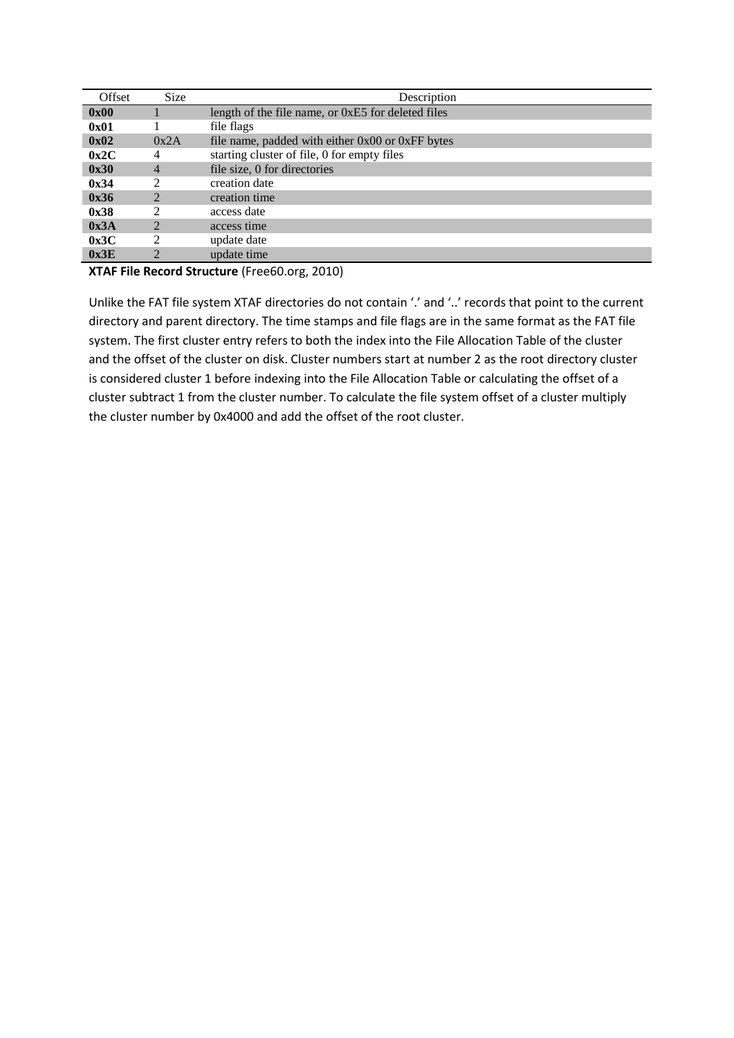| Offset | Size | Description |
| --- | --- | --- |
| **0x00** | 1 | length of the file name, or 0xE5 for deleted files |
| **0x01** | 1 | file flags |
| **0x02** | 0x2A | file name, padded with either 0x00 or 0xFF bytes |
| **0x2C** | 4 | starting cluster of file, 0 for empty files |
| **0x30** | 4 | file size, 0 for directories |
| **0x34** | 2 | creation date |
| **0x36** | 2 | creation time |
| **0x38** | 2 | access date |
| **0x3A** | 2 | access time |
| **0x3C** | 2 | update date |
| **0x3E** | 2 | update time |

**XTAF File Record Structure** (Free60.org, 2010)

Unlike the FAT file system XTAF directories do not contain '.' and '..' records that point to the current directory and parent directory. The time stamps and file flags are in the same format as the FAT file system. The first cluster entry refers to both the index into the File Allocation Table of the cluster and the offset of the cluster on disk. Cluster numbers start at number 2 as the root directory cluster is considered cluster 1 before indexing into the File Allocation Table or calculating the offset of a cluster subtract 1 from the cluster number. To calculate the file system offset of a cluster multiply the cluster number by 0x4000 and add the offset of the root cluster.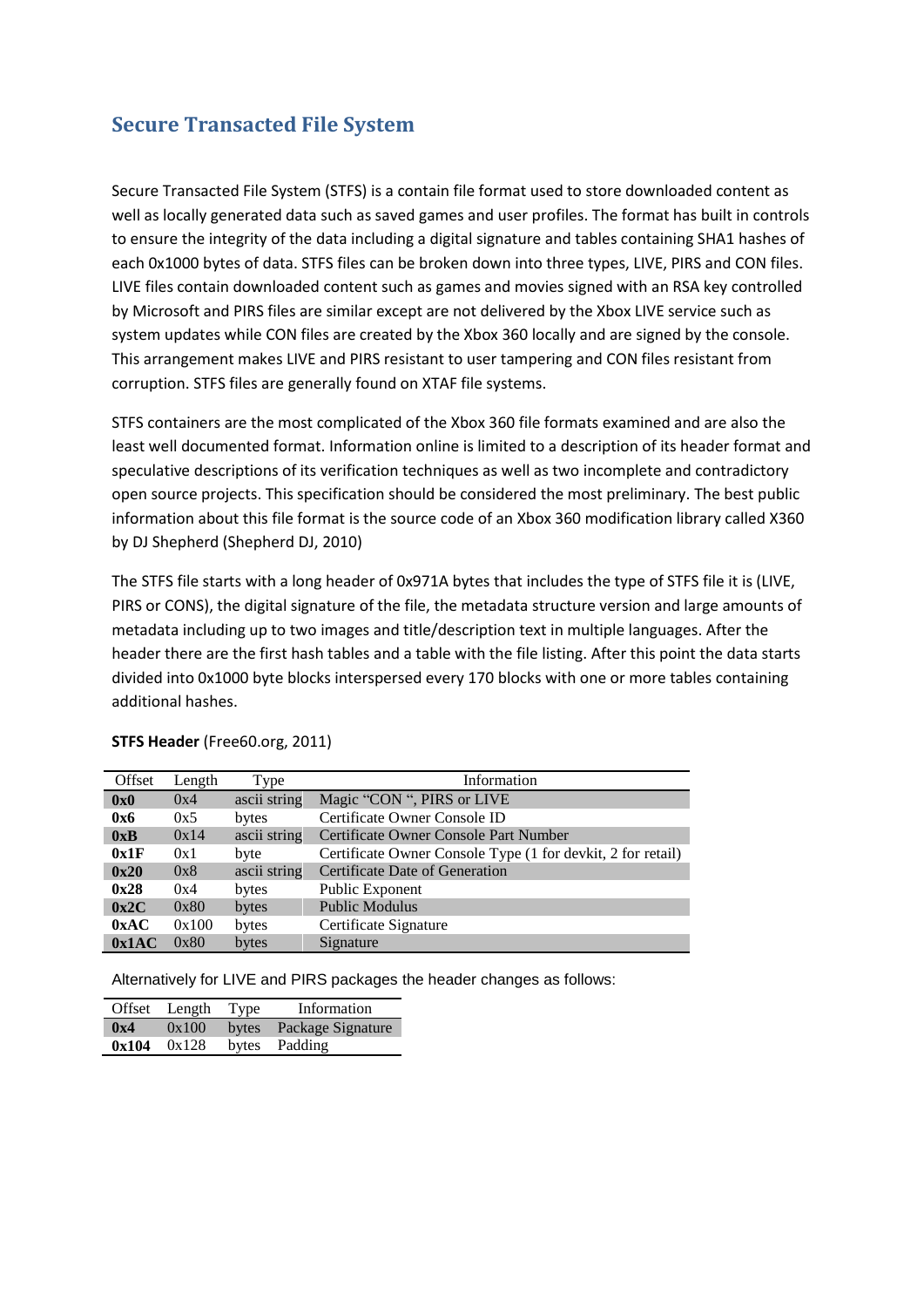## Secure Transacted File System

Secure Transacted File System (STFS) is a contain file format used to store downloaded content as well as locally generated data such as saved games and user profiles. The format has built in controls to ensure the integrity of the data including a digital signature and tables containing SHA1 hashes of each 0x1000 bytes of data. STFS files can be broken down into three types, LIVE, PIRS and CON files. LIVE files contain downloaded content such as games and movies signed with an RSA key controlled by Microsoft and PIRS files are similar except are not delivered by the Xbox LIVE service such as system updates while CON files are created by the Xbox 360 locally and are signed by the console. This arrangement makes LIVE and PIRS resistant to user tampering and CON files resistant from corruption. STFS files are generally found on XTAF file systems.

STFS containers are the most complicated of the Xbox 360 file formats examined and are also the least well documented format. Information online is limited to a description of its header format and speculative descriptions of its verification techniques as well as two incomplete and contradictory open source projects. This specification should be considered the most preliminary. The best public information about this file format is the source code of an Xbox 360 modification library called X360 by DJ Shepherd (Shepherd DJ, 2010)

The STFS file starts with a long header of 0x971A bytes that includes the type of STFS file it is (LIVE, PIRS or CONS), the digital signature of the file, the metadata structure version and large amounts of metadata including up to two images and title/description text in multiple languages. After the header there are the first hash tables and a table with the file listing. After this point the data starts divided into 0x1000 byte blocks interspersed every 170 blocks with one or more tables containing additional hashes.

**STFS Header** (Free60.org, 2011)

| Offset | Length | Type | Information |
|---|---|---|---|
| **0x0** | 0x4 | ascii string | Magic "CON ", PIRS or LIVE |
| **0x6** | 0x5 | bytes | Certificate Owner Console ID |
| **0xB** | 0x14 | ascii string | Certificate Owner Console Part Number |
| **0x1F** | 0x1 | byte | Certificate Owner Console Type (1 for devkit, 2 for retail) |
| **0x20** | 0x8 | ascii string | Certificate Date of Generation |
| **0x28** | 0x4 | bytes | Public Exponent |
| **0x2C** | 0x80 | bytes | Public Modulus |
| **0xAC** | 0x100 | bytes | Certificate Signature |
| **0x1AC** | 0x80 | bytes | Signature |

Alternatively for LIVE and PIRS packages the header changes as follows:

| Offset | Length | Type | Information |
|---|---|---|---|
| **0x4** | 0x100 | bytes | Package Signature |
| **0x104** | 0x128 | bytes | Padding |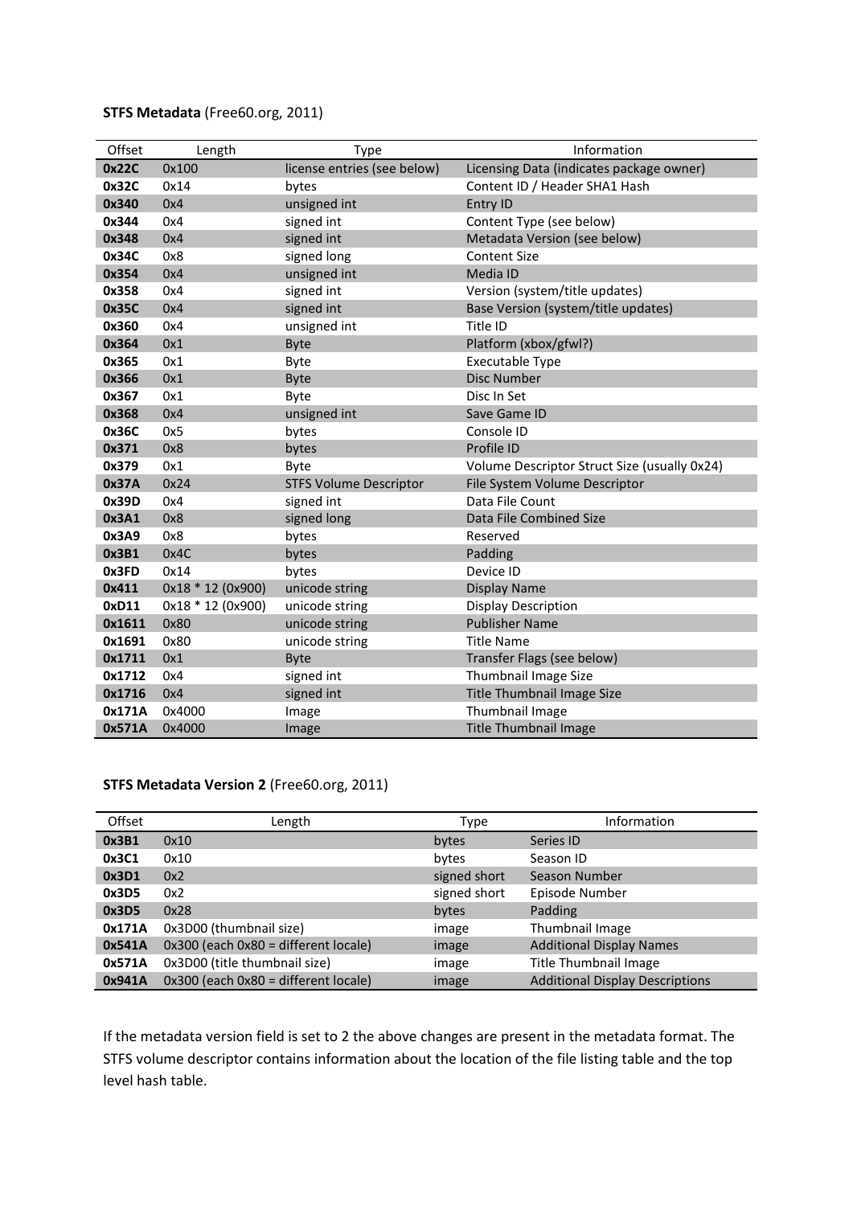**STFS Metadata** (Free60.org, 2011)

| Offset | Length | Type | Information |
|---|---|---|---|
| **0x22C** | 0x100 | license entries (see below) | Licensing Data (indicates package owner) |
| **0x32C** | 0x14 | bytes | Content ID / Header SHA1 Hash |
| **0x340** | 0x4 | unsigned int | Entry ID |
| **0x344** | 0x4 | signed int | Content Type (see below) |
| **0x348** | 0x4 | signed int | Metadata Version (see below) |
| **0x34C** | 0x8 | signed long | Content Size |
| **0x354** | 0x4 | unsigned int | Media ID |
| **0x358** | 0x4 | signed int | Version (system/title updates) |
| **0x35C** | 0x4 | signed int | Base Version (system/title updates) |
| **0x360** | 0x4 | unsigned int | Title ID |
| **0x364** | 0x1 | Byte | Platform (xbox/gfwl?) |
| **0x365** | 0x1 | Byte | Executable Type |
| **0x366** | 0x1 | Byte | Disc Number |
| **0x367** | 0x1 | Byte | Disc In Set |
| **0x368** | 0x4 | unsigned int | Save Game ID |
| **0x36C** | 0x5 | bytes | Console ID |
| **0x371** | 0x8 | bytes | Profile ID |
| **0x379** | 0x1 | Byte | Volume Descriptor Struct Size (usually 0x24) |
| **0x37A** | 0x24 | STFS Volume Descriptor | File System Volume Descriptor |
| **0x39D** | 0x4 | signed int | Data File Count |
| **0x3A1** | 0x8 | signed long | Data File Combined Size |
| **0x3A9** | 0x8 | bytes | Reserved |
| **0x3B1** | 0x4C | bytes | Padding |
| **0x3FD** | 0x14 | bytes | Device ID |
| **0x411** | 0x18 * 12 (0x900) | unicode string | Display Name |
| **0xD11** | 0x18 * 12 (0x900) | unicode string | Display Description |
| **0x1611** | 0x80 | unicode string | Publisher Name |
| **0x1691** | 0x80 | unicode string | Title Name |
| **0x1711** | 0x1 | Byte | Transfer Flags (see below) |
| **0x1712** | 0x4 | signed int | Thumbnail Image Size |
| **0x1716** | 0x4 | signed int | Title Thumbnail Image Size |
| **0x171A** | 0x4000 | Image | Thumbnail Image |
| **0x571A** | 0x4000 | Image | Title Thumbnail Image |

**STFS Metadata Version 2** (Free60.org, 2011)

| Offset | Length | Type | Information |
|---|---|---|---|
| **0x3B1** | 0x10 | bytes | Series ID |
| **0x3C1** | 0x10 | bytes | Season ID |
| **0x3D1** | 0x2 | signed short | Season Number |
| **0x3D5** | 0x2 | signed short | Episode Number |
| **0x3D5** | 0x28 | bytes | Padding |
| **0x171A** | 0x3D00 (thumbnail size) | image | Thumbnail Image |
| **0x541A** | 0x300 (each 0x80 = different locale) | image | Additional Display Names |
| **0x571A** | 0x3D00 (title thumbnail size) | image | Title Thumbnail Image |
| **0x941A** | 0x300 (each 0x80 = different locale) | image | Additional Display Descriptions |

If the metadata version field is set to 2 the above changes are present in the metadata format. The STFS volume descriptor contains information about the location of the file listing table and the top level hash table.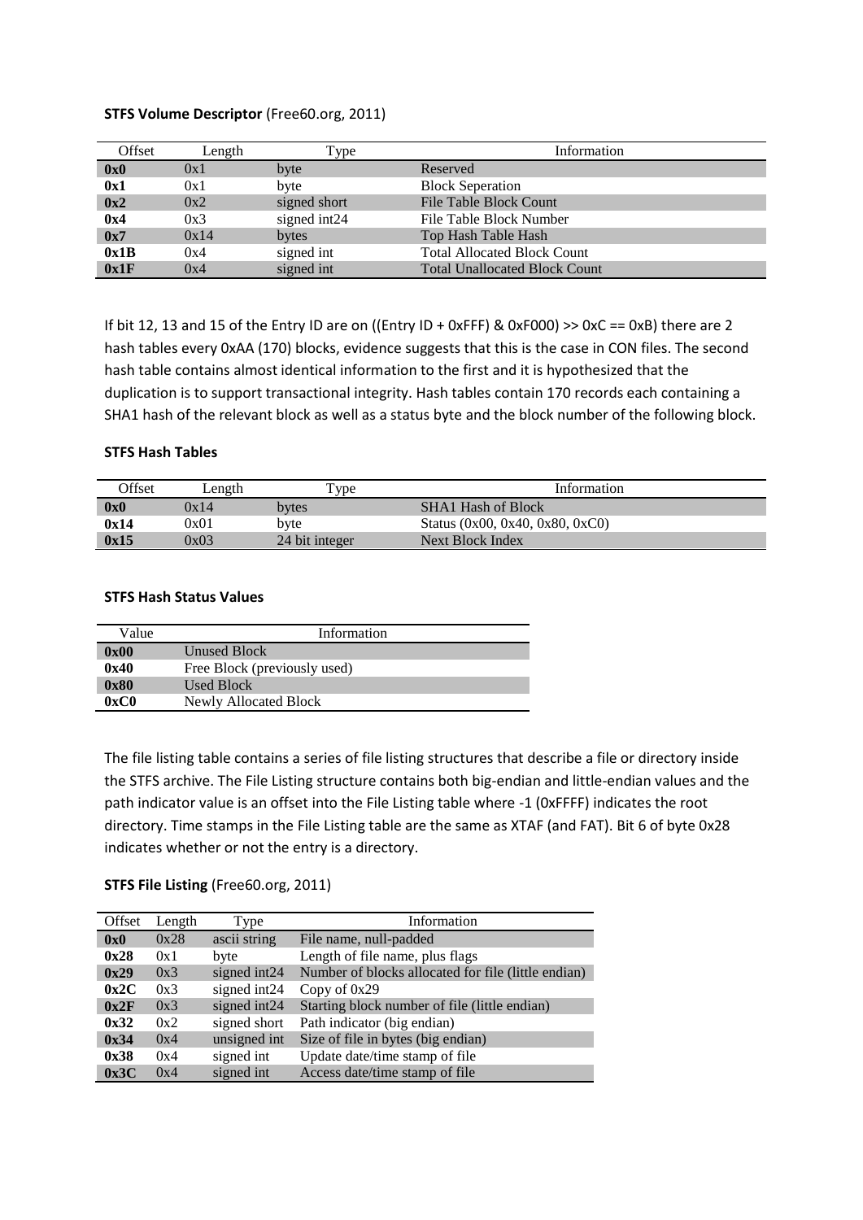**STFS Volume Descriptor** (Free60.org, 2011)

| Offset | Length | Type | Information |
|---|---|---|---|
| **0x0** | 0x1 | byte | Reserved |
| **0x1** | 0x1 | byte | Block Seperation |
| **0x2** | 0x2 | signed short | File Table Block Count |
| **0x4** | 0x3 | signed int24 | File Table Block Number |
| **0x7** | 0x14 | bytes | Top Hash Table Hash |
| **0x1B** | 0x4 | signed int | Total Allocated Block Count |
| **0x1F** | 0x4 | signed int | Total Unallocated Block Count |

If bit 12, 13 and 15 of the Entry ID are on ((Entry ID + 0xFFF) & 0xF000) >> 0xC == 0xB) there are 2 hash tables every 0xAA (170) blocks, evidence suggests that this is the case in CON files. The second hash table contains almost identical information to the first and it is hypothesized that the duplication is to support transactional integrity. Hash tables contain 170 records each containing a SHA1 hash of the relevant block as well as a status byte and the block number of the following block.

**STFS Hash Tables**

| Offset | Length | Type | Information |
|---|---|---|---|
| **0x0** | 0x14 | bytes | SHA1 Hash of Block |
| **0x14** | 0x01 | byte | Status (0x00, 0x40, 0x80, 0xC0) |
| **0x15** | 0x03 | 24 bit integer | Next Block Index |

**STFS Hash Status Values**

| Value | Information |
|---|---|
| **0x00** | Unused Block |
| **0x40** | Free Block (previously used) |
| **0x80** | Used Block |
| **0xC0** | Newly Allocated Block |

The file listing table contains a series of file listing structures that describe a file or directory inside the STFS archive. The File Listing structure contains both big-endian and little-endian values and the path indicator value is an offset into the File Listing table where -1 (0xFFFF) indicates the root directory. Time stamps in the File Listing table are the same as XTAF (and FAT). Bit 6 of byte 0x28 indicates whether or not the entry is a directory.

**STFS File Listing** (Free60.org, 2011)

| Offset | Length | Type | Information |
|---|---|---|---|
| **0x0** | 0x28 | ascii string | File name, null-padded |
| **0x28** | 0x1 | byte | Length of file name, plus flags |
| **0x29** | 0x3 | signed int24 | Number of blocks allocated for file (little endian) |
| **0x2C** | 0x3 | signed int24 | Copy of 0x29 |
| **0x2F** | 0x3 | signed int24 | Starting block number of file (little endian) |
| **0x32** | 0x2 | signed short | Path indicator (big endian) |
| **0x34** | 0x4 | unsigned int | Size of file in bytes (big endian) |
| **0x38** | 0x4 | signed int | Update date/time stamp of file |
| **0x3C** | 0x4 | signed int | Access date/time stamp of file |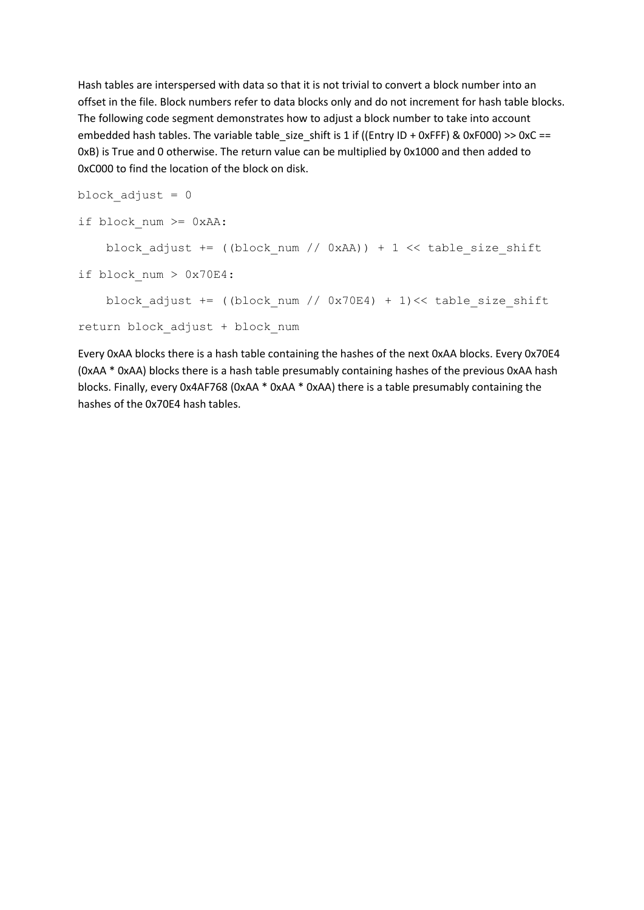Hash tables are interspersed with data so that it is not trivial to convert a block number into an offset in the file. Block numbers refer to data blocks only and do not increment for hash table blocks. The following code segment demonstrates how to adjust a block number to take into account embedded hash tables. The variable table_size_shift is 1 if ((Entry ID + 0xFFF) & 0xF000) >> 0xC == 0xB) is True and 0 otherwise. The return value can be multiplied by 0x1000 and then added to 0xC000 to find the location of the block on disk.

```
block_adjust = 0

if block_num >= 0xAA:

    block_adjust += ((block_num // 0xAA)) + 1 << table_size_shift

if block_num > 0x70E4:

    block_adjust += ((block_num // 0x70E4) + 1)<< table_size_shift

return block_adjust + block_num
```

Every 0xAA blocks there is a hash table containing the hashes of the next 0xAA blocks. Every 0x70E4 (0xAA * 0xAA) blocks there is a hash table presumably containing hashes of the previous 0xAA hash blocks. Finally, every 0x4AF768 (0xAA * 0xAA * 0xAA) there is a table presumably containing the hashes of the 0x70E4 hash tables.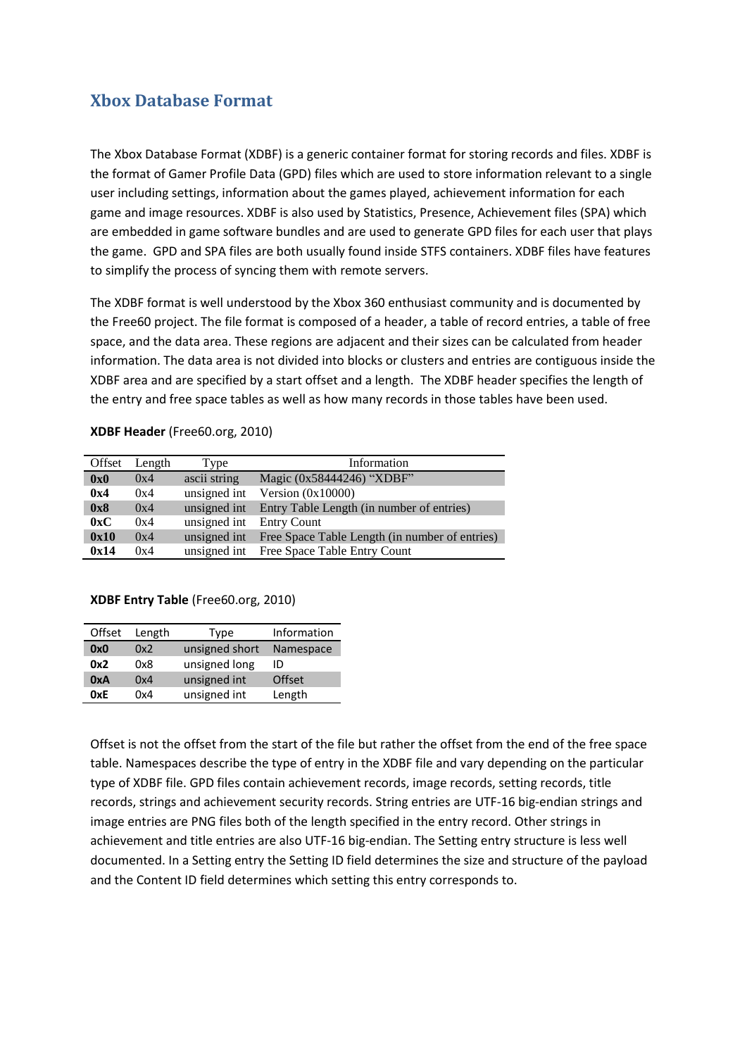## Xbox Database Format

The Xbox Database Format (XDBF) is a generic container format for storing records and files. XDBF is the format of Gamer Profile Data (GPD) files which are used to store information relevant to a single user including settings, information about the games played, achievement information for each game and image resources. XDBF is also used by Statistics, Presence, Achievement files (SPA) which are embedded in game software bundles and are used to generate GPD files for each user that plays the game. GPD and SPA files are both usually found inside STFS containers. XDBF files have features to simplify the process of syncing them with remote servers.

The XDBF format is well understood by the Xbox 360 enthusiast community and is documented by the Free60 project. The file format is composed of a header, a table of record entries, a table of free space, and the data area. These regions are adjacent and their sizes can be calculated from header information. The data area is not divided into blocks or clusters and entries are contiguous inside the XDBF area and are specified by a start offset and a length. The XDBF header specifies the length of the entry and free space tables as well as how many records in those tables have been used.

**XDBF Header** (Free60.org, 2010)

| Offset | Length | Type | Information |
|---|---|---|---|
| **0x0** | 0x4 | ascii string | Magic (0x58444246) "XDBF" |
| **0x4** | 0x4 | unsigned int | Version (0x10000) |
| **0x8** | 0x4 | unsigned int | Entry Table Length (in number of entries) |
| **0xC** | 0x4 | unsigned int | Entry Count |
| **0x10** | 0x4 | unsigned int | Free Space Table Length (in number of entries) |
| **0x14** | 0x4 | unsigned int | Free Space Table Entry Count |

**XDBF Entry Table** (Free60.org, 2010)

| Offset | Length | Type | Information |
|---|---|---|---|
| **0x0** | 0x2 | unsigned short | Namespace |
| **0x2** | 0x8 | unsigned long | ID |
| **0xA** | 0x4 | unsigned int | Offset |
| **0xE** | 0x4 | unsigned int | Length |

Offset is not the offset from the start of the file but rather the offset from the end of the free space table. Namespaces describe the type of entry in the XDBF file and vary depending on the particular type of XDBF file. GPD files contain achievement records, image records, setting records, title records, strings and achievement security records. String entries are UTF-16 big-endian strings and image entries are PNG files both of the length specified in the entry record. Other strings in achievement and title entries are also UTF-16 big-endian. The Setting entry structure is less well documented. In a Setting entry the Setting ID field determines the size and structure of the payload and the Content ID field determines which setting this entry corresponds to.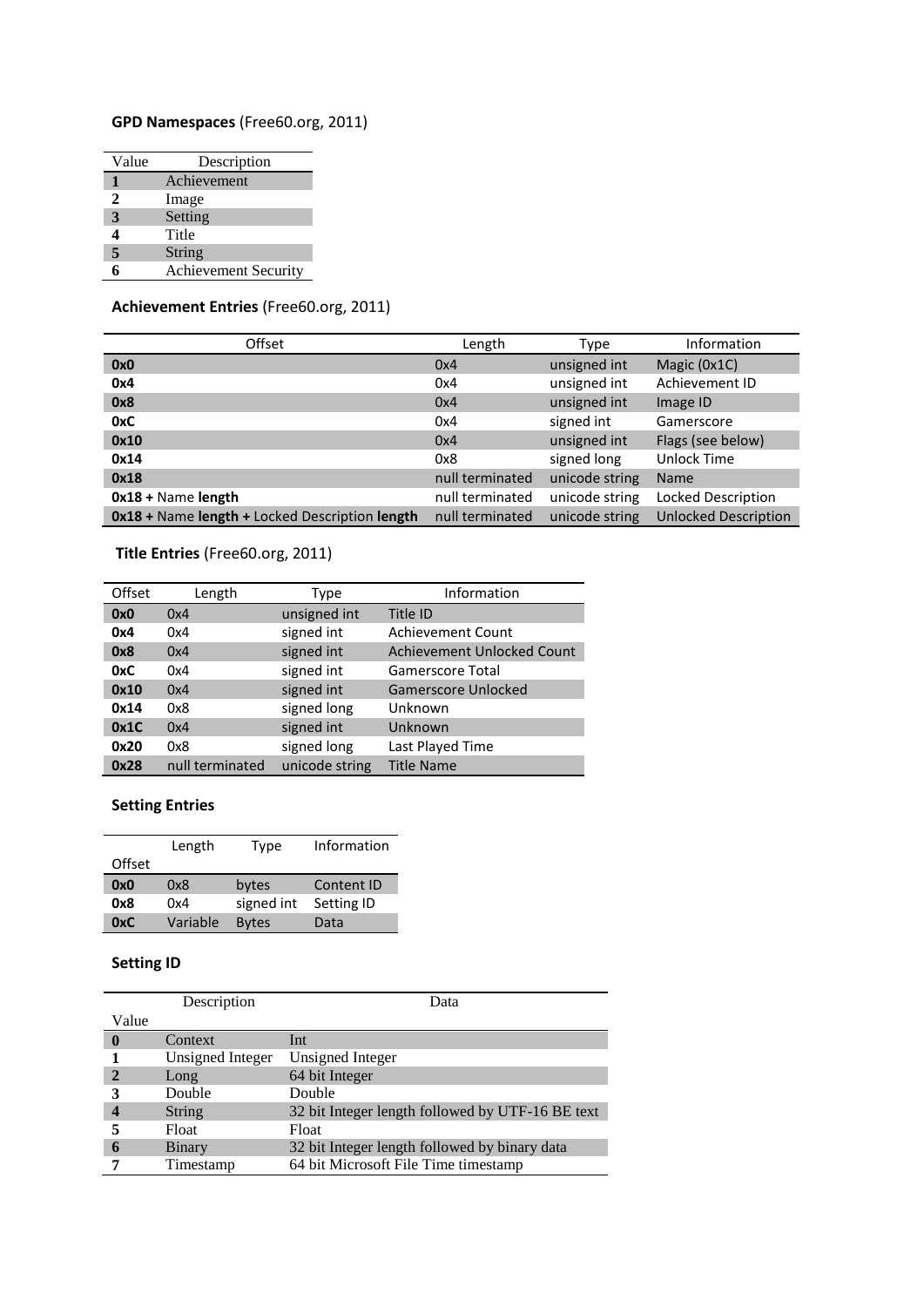**GPD Namespaces** (Free60.org, 2011)

| Value | Description |
|---|---|
| **1** | Achievement |
| **2** | Image |
| **3** | Setting |
| **4** | Title |
| **5** | String |
| **6** | Achievement Security |

**Achievement Entries** (Free60.org, 2011)

| Offset | Length | Type | Information |
|---|---|---|---|
| **0x0** | 0x4 | unsigned int | Magic (0x1C) |
| **0x4** | 0x4 | unsigned int | Achievement ID |
| **0x8** | 0x4 | unsigned int | Image ID |
| **0xC** | 0x4 | signed int | Gamerscore |
| **0x10** | 0x4 | unsigned int | Flags (see below) |
| **0x14** | 0x8 | signed long | Unlock Time |
| **0x18** | null terminated | unicode string | Name |
| **0x18 +** Name **length** | null terminated | unicode string | Locked Description |
| **0x18 +** Name **length +** Locked Description **length** | null terminated | unicode string | Unlocked Description |

**Title Entries** (Free60.org, 2011)

| Offset | Length | Type | Information |
|---|---|---|---|
| **0x0** | 0x4 | unsigned int | Title ID |
| **0x4** | 0x4 | signed int | Achievement Count |
| **0x8** | 0x4 | signed int | Achievement Unlocked Count |
| **0xC** | 0x4 | signed int | Gamerscore Total |
| **0x10** | 0x4 | signed int | Gamerscore Unlocked |
| **0x14** | 0x8 | signed long | Unknown |
| **0x1C** | 0x4 | signed int | Unknown |
| **0x20** | 0x8 | signed long | Last Played Time |
| **0x28** | null terminated | unicode string | Title Name |

**Setting Entries**

| Offset | Length | Type | Information |
|---|---|---|---|
| **0x0** | 0x8 | bytes | Content ID |
| **0x8** | 0x4 | signed int | Setting ID |
| **0xC** | Variable | Bytes | Data |

**Setting ID**

| Value | Description | Data |
|---|---|---|
| **0** | Context | Int |
| **1** | Unsigned Integer | Unsigned Integer |
| **2** | Long | 64 bit Integer |
| **3** | Double | Double |
| **4** | String | 32 bit Integer length followed by UTF-16 BE text |
| **5** | Float | Float |
| **6** | Binary | 32 bit Integer length followed by binary data |
| **7** | Timestamp | 64 bit Microsoft File Time timestamp |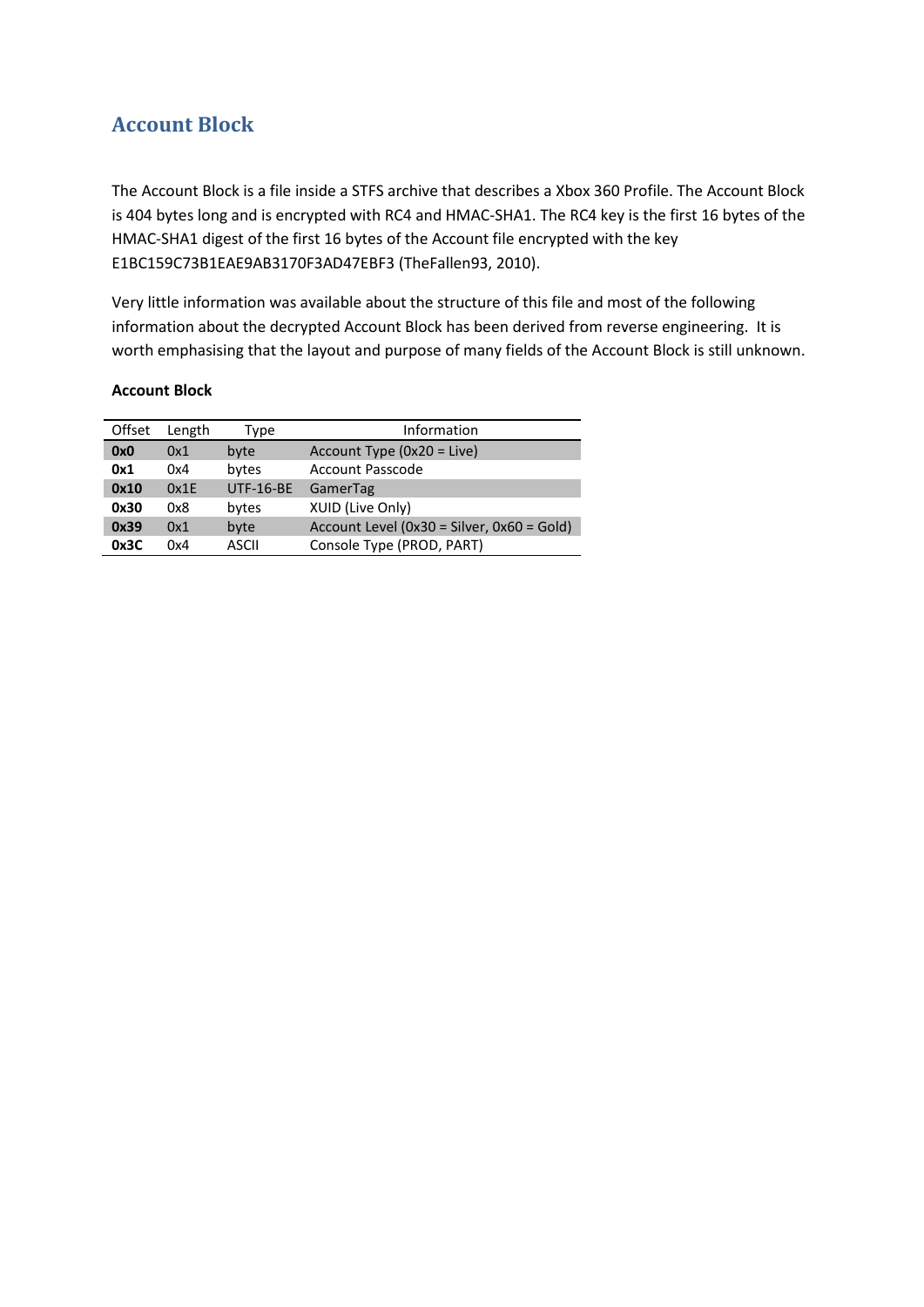## Account Block

The Account Block is a file inside a STFS archive that describes a Xbox 360 Profile. The Account Block is 404 bytes long and is encrypted with RC4 and HMAC-SHA1. The RC4 key is the first 16 bytes of the HMAC-SHA1 digest of the first 16 bytes of the Account file encrypted with the key E1BC159C73B1EAE9AB3170F3AD47EBF3 (TheFallen93, 2010).

Very little information was available about the structure of this file and most of the following information about the decrypted Account Block has been derived from reverse engineering. It is worth emphasising that the layout and purpose of many fields of the Account Block is still unknown.

**Account Block**

| Offset | Length | Type | Information |
|---|---|---|---|
| **0x0** | 0x1 | byte | Account Type (0x20 = Live) |
| **0x1** | 0x4 | bytes | Account Passcode |
| **0x10** | 0x1E | UTF-16-BE | GamerTag |
| **0x30** | 0x8 | bytes | XUID (Live Only) |
| **0x39** | 0x1 | byte | Account Level (0x30 = Silver, 0x60 = Gold) |
| **0x3C** | 0x4 | ASCII | Console Type (PROD, PART) |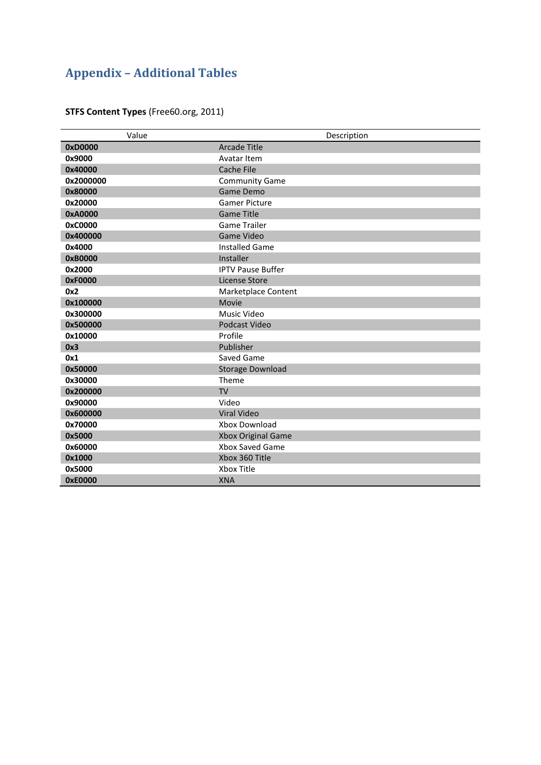# Appendix – Additional Tables

**STFS Content Types** (Free60.org, 2011)

| Value | Description |
|---|---|
| **0xD0000** | Arcade Title |
| **0x9000** | Avatar Item |
| **0x40000** | Cache File |
| **0x2000000** | Community Game |
| **0x80000** | Game Demo |
| **0x20000** | Gamer Picture |
| **0xA0000** | Game Title |
| **0xC0000** | Game Trailer |
| **0x400000** | Game Video |
| **0x4000** | Installed Game |
| **0xB0000** | Installer |
| **0x2000** | IPTV Pause Buffer |
| **0xF0000** | License Store |
| **0x2** | Marketplace Content |
| **0x100000** | Movie |
| **0x300000** | Music Video |
| **0x500000** | Podcast Video |
| **0x10000** | Profile |
| **0x3** | Publisher |
| **0x1** | Saved Game |
| **0x50000** | Storage Download |
| **0x30000** | Theme |
| **0x200000** | TV |
| **0x90000** | Video |
| **0x600000** | Viral Video |
| **0x70000** | Xbox Download |
| **0x5000** | Xbox Original Game |
| **0x60000** | Xbox Saved Game |
| **0x1000** | Xbox 360 Title |
| **0x5000** | Xbox Title |
| **0xE0000** | XNA |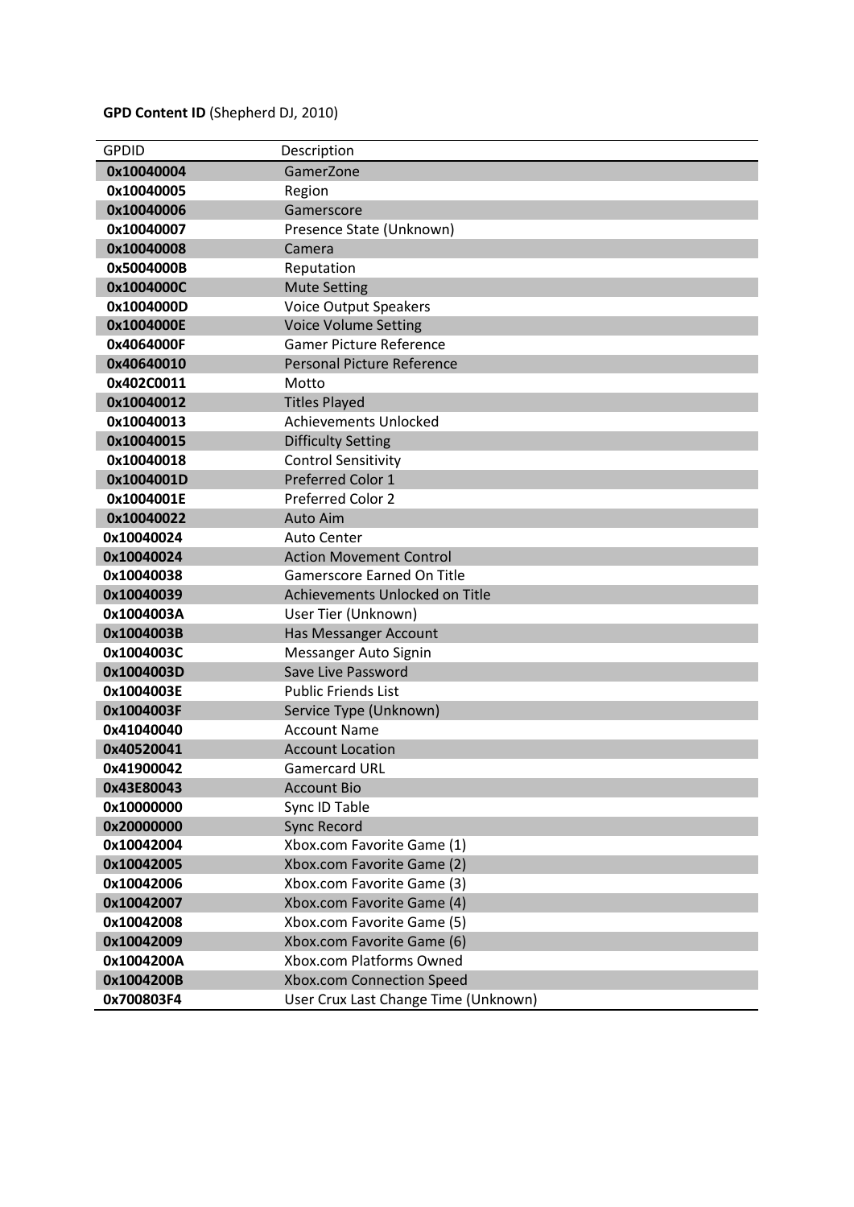**GPD Content ID** (Shepherd DJ, 2010)

| GPDID | Description |
|---|---|
| **0x10040004** | GamerZone |
| **0x10040005** | Region |
| **0x10040006** | Gamerscore |
| **0x10040007** | Presence State (Unknown) |
| **0x10040008** | Camera |
| **0x5004000B** | Reputation |
| **0x1004000C** | Mute Setting |
| **0x1004000D** | Voice Output Speakers |
| **0x1004000E** | Voice Volume Setting |
| **0x4064000F** | Gamer Picture Reference |
| **0x40640010** | Personal Picture Reference |
| **0x402C0011** | Motto |
| **0x10040012** | Titles Played |
| **0x10040013** | Achievements Unlocked |
| **0x10040015** | Difficulty Setting |
| **0x10040018** | Control Sensitivity |
| **0x1004001D** | Preferred Color 1 |
| **0x1004001E** | Preferred Color 2 |
| **0x10040022** | Auto Aim |
| **0x10040024** | Auto Center |
| **0x10040024** | Action Movement Control |
| **0x10040038** | Gamerscore Earned On Title |
| **0x10040039** | Achievements Unlocked on Title |
| **0x1004003A** | User Tier (Unknown) |
| **0x1004003B** | Has Messanger Account |
| **0x1004003C** | Messanger Auto Signin |
| **0x1004003D** | Save Live Password |
| **0x1004003E** | Public Friends List |
| **0x1004003F** | Service Type (Unknown) |
| **0x41040040** | Account Name |
| **0x40520041** | Account Location |
| **0x41900042** | Gamercard URL |
| **0x43E80043** | Account Bio |
| **0x10000000** | Sync ID Table |
| **0x20000000** | Sync Record |
| **0x10042004** | Xbox.com Favorite Game (1) |
| **0x10042005** | Xbox.com Favorite Game (2) |
| **0x10042006** | Xbox.com Favorite Game (3) |
| **0x10042007** | Xbox.com Favorite Game (4) |
| **0x10042008** | Xbox.com Favorite Game (5) |
| **0x10042009** | Xbox.com Favorite Game (6) |
| **0x1004200A** | Xbox.com Platforms Owned |
| **0x1004200B** | Xbox.com Connection Speed |
| **0x700803F4** | User Crux Last Change Time (Unknown) |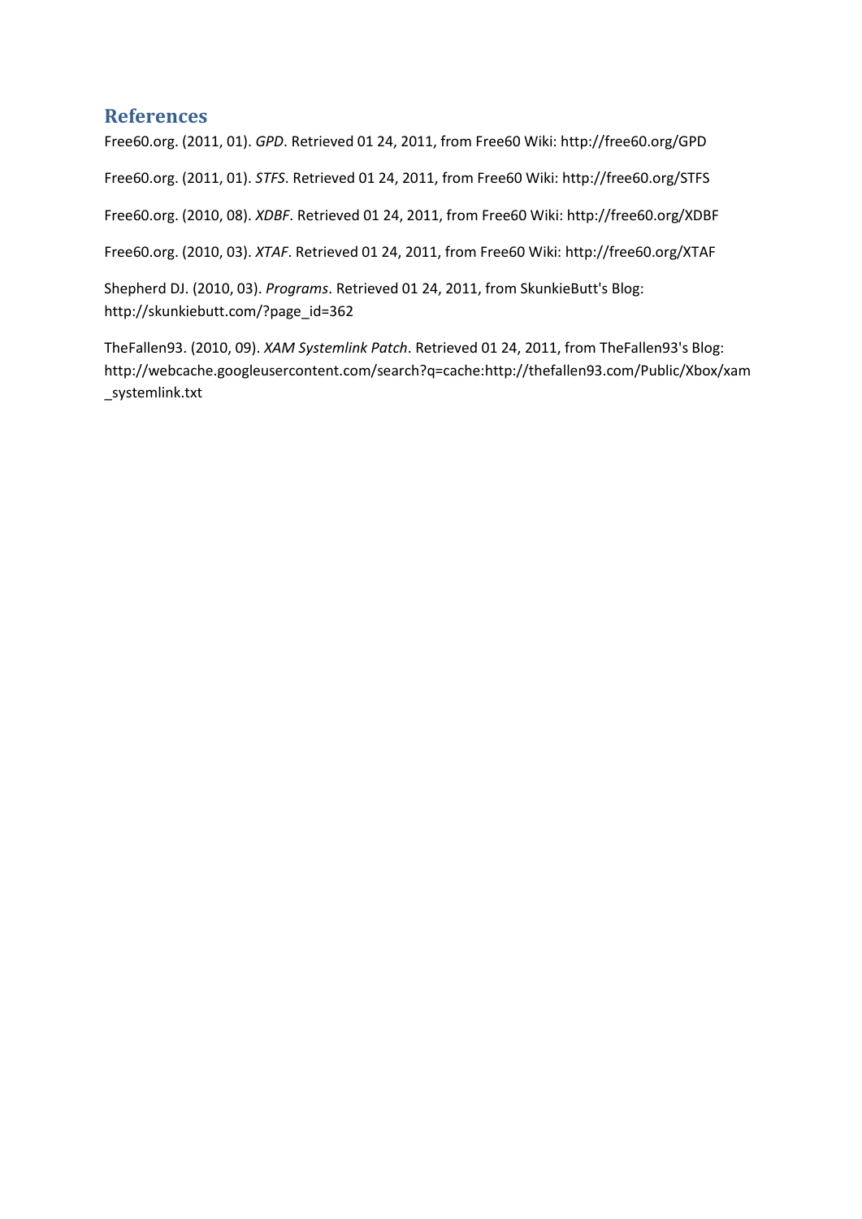## References

Free60.org. (2011, 01). *GPD*. Retrieved 01 24, 2011, from Free60 Wiki: http://free60.org/GPD

Free60.org. (2011, 01). *STFS*. Retrieved 01 24, 2011, from Free60 Wiki: http://free60.org/STFS

Free60.org. (2010, 08). *XDBF*. Retrieved 01 24, 2011, from Free60 Wiki: http://free60.org/XDBF

Free60.org. (2010, 03). *XTAF*. Retrieved 01 24, 2011, from Free60 Wiki: http://free60.org/XTAF

Shepherd DJ. (2010, 03). *Programs*. Retrieved 01 24, 2011, from SkunkieButt's Blog: http://skunkiebutt.com/?page_id=362

TheFallen93. (2010, 09). *XAM Systemlink Patch*. Retrieved 01 24, 2011, from TheFallen93's Blog: http://webcache.googleusercontent.com/search?q=cache:http://thefallen93.com/Public/Xbox/xam_systemlink.txt